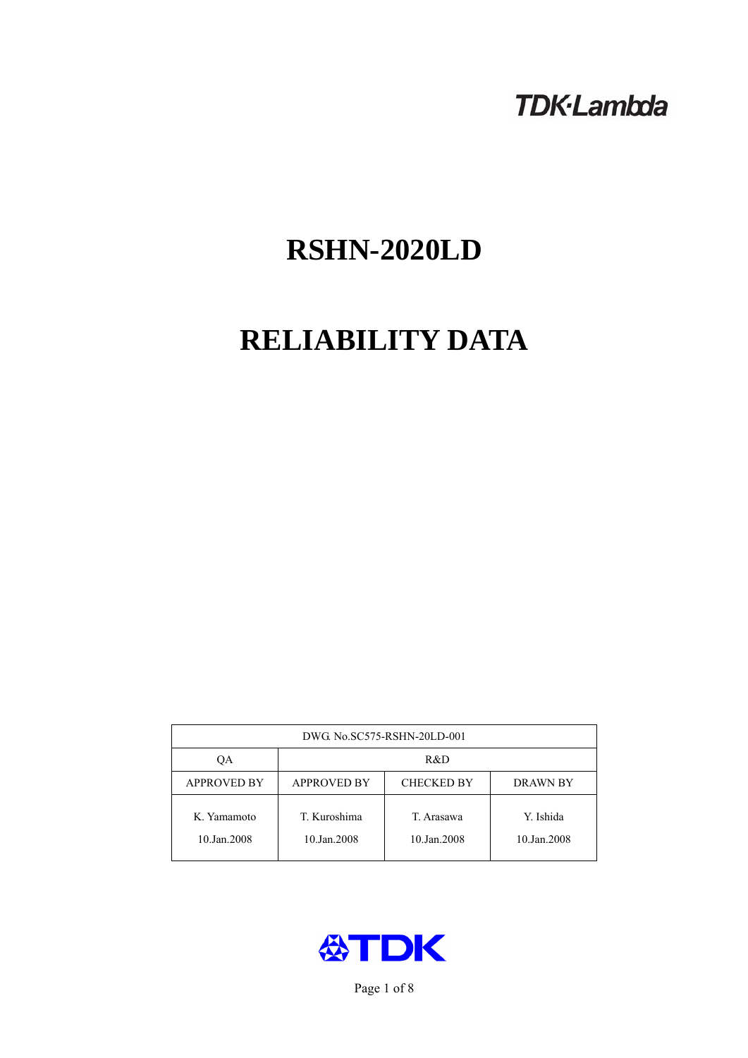TDK·Lambda

# RSHN-2020LD

# RELIABILITY DATA

| DWG. No.SC575-RSHN-20LD-001 | | | |
|---|---|---|---|
| QA | R&D | | |
| APPROVED BY | APPROVED BY | CHECKED BY | DRAWN BY |
| K. Yamamoto<br>10.Jan.2008 | T. Kuroshima<br>10.Jan.2008 | T. Arasawa<br>10.Jan.2008 | Y. Ishida<br>10.Jan.2008 |

TDK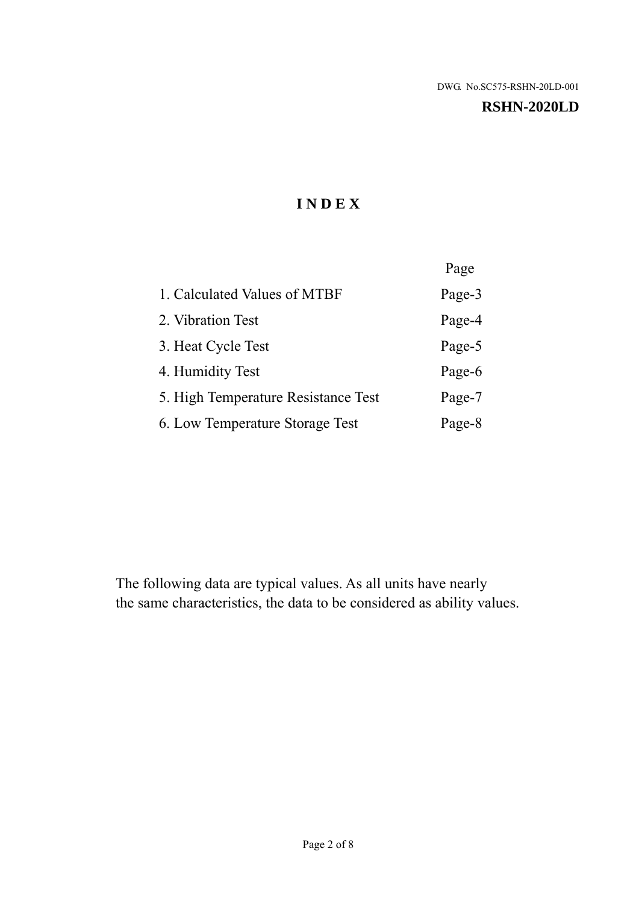DWG. No.SC575-RSHN-20LD-001

**RSHN-2020LD**

# INDEX

| | Page |
|---|---|
| 1. Calculated Values of MTBF | Page-3 |
| 2. Vibration Test | Page-4 |
| 3. Heat Cycle Test | Page-5 |
| 4. Humidity Test | Page-6 |
| 5. High Temperature Resistance Test | Page-7 |
| 6. Low Temperature Storage Test | Page-8 |

The following data are typical values. As all units have nearly the same characteristics, the data to be considered as ability values.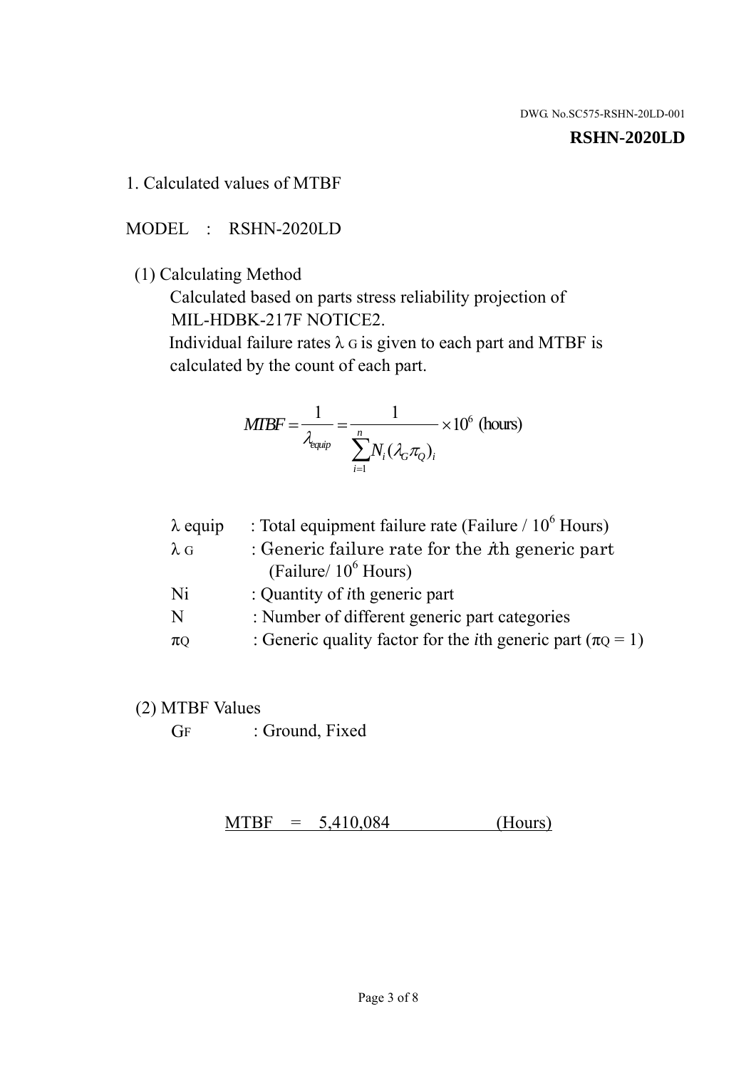DWG. No.SC575-RSHN-20LD-001

**RSHN-2020LD**

1. Calculated values of MTBF

MODEL : RSHN-2020LD

(1) Calculating Method

Calculated based on parts stress reliability projection of MIL-HDBK-217F NOTICE2.

Individual failure rates $\lambda_G$ is given to each part and MTBF is calculated by the count of each part.

$$MTBF = \frac{1}{\lambda_{equip}} = \frac{1}{\sum_{i=1}^{n} N_i (\lambda_G \pi_Q)_i} \times 10^6 \text{ (hours)}$$

| | |
|---|---|
| $\lambda$ equip | : Total equipment failure rate (Failure / $10^6$ Hours) |
| $\lambda_G$ | : Generic failure rate for the $i$th generic part (Failure/ $10^6$ Hours) |
| Ni | : Quantity of $i$th generic part |
| N | : Number of different generic part categories |
| $\pi_Q$ | : Generic quality factor for the $i$th generic part ($\pi_Q = 1$) |

(2) MTBF Values

$G_F$ : Ground, Fixed

MTBF = 5,410,084 (Hours)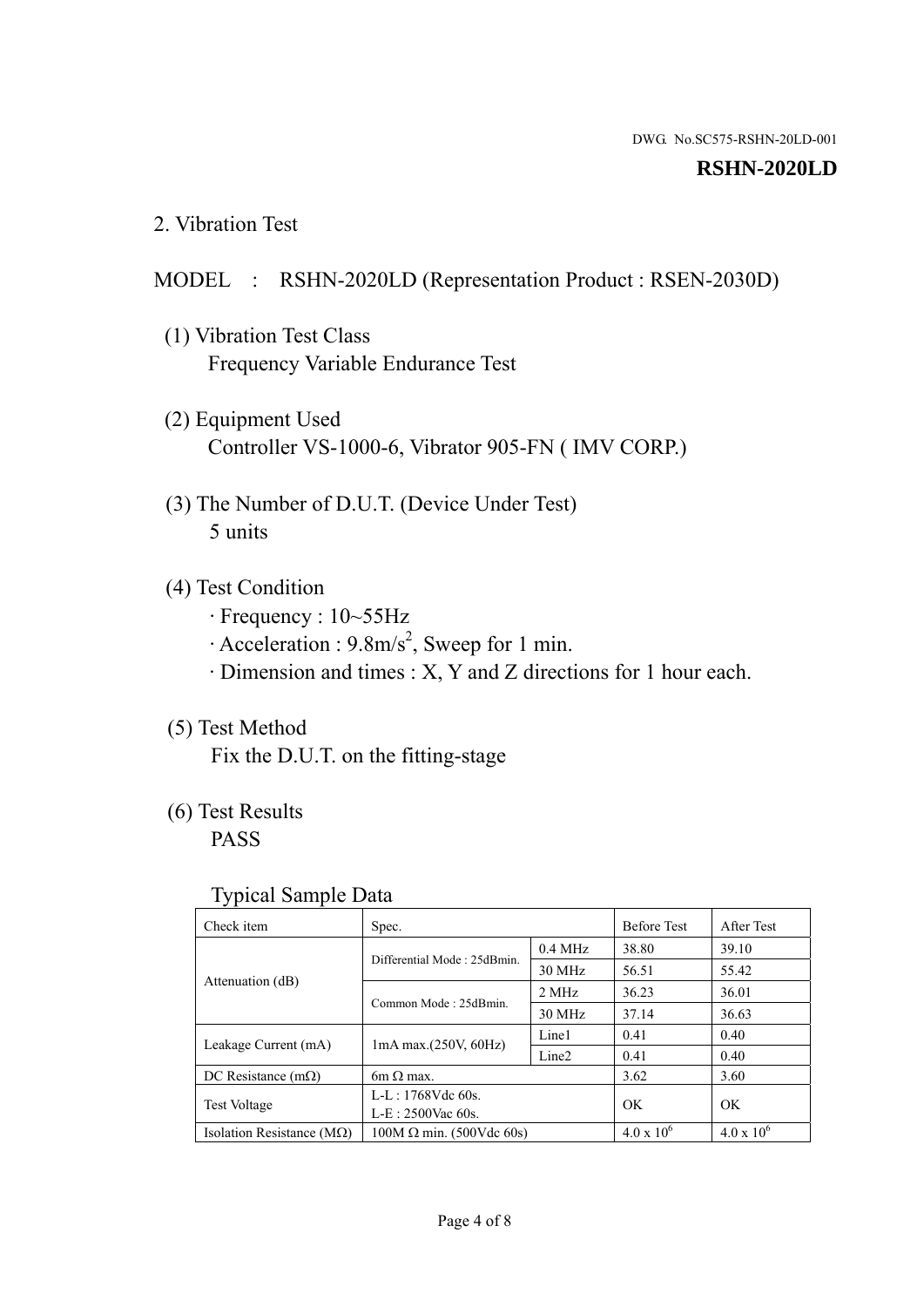DWG. No.SC575-RSHN-20LD-001

**RSHN-2020LD**

## 2. Vibration Test

MODEL : RSHN-2020LD (Representation Product : RSEN-2030D)

(1) Vibration Test Class
Frequency Variable Endurance Test

(2) Equipment Used
Controller VS-1000-6, Vibrator 905-FN ( IMV CORP.)

(3) The Number of D.U.T. (Device Under Test)
5 units

(4) Test Condition
· Frequency : 10~55Hz
· Acceleration : $9.8m/s^2$, Sweep for 1 min.
· Dimension and times : X, Y and Z directions for 1 hour each.

(5) Test Method
Fix the D.U.T. on the fitting-stage

(6) Test Results
PASS

Typical Sample Data

| Check item | Spec. | | Before Test | After Test |
|---|---|---|---|---|
| Attenuation (dB) | Differential Mode : 25dBmin. | 0.4 MHz | 38.80 | 39.10 |
| | | 30 MHz | 56.51 | 55.42 |
| | Common Mode : 25dBmin. | 2 MHz | 36.23 | 36.01 |
| | | 30 MHz | 37.14 | 36.63 |
| Leakage Current (mA) | 1mA max.(250V, 60Hz) | Line1 | 0.41 | 0.40 |
| | | Line2 | 0.41 | 0.40 |
| DC Resistance (mΩ) | 6m Ω max. | | 3.62 | 3.60 |
| Test Voltage | L-L : 1768Vdc 60s.<br>L-E : 2500Vac 60s. | | OK | OK |
| Isolation Resistance (MΩ) | 100M Ω min. (500Vdc 60s) | | $4.0 \times 10^6$ | $4.0 \times 10^6$ |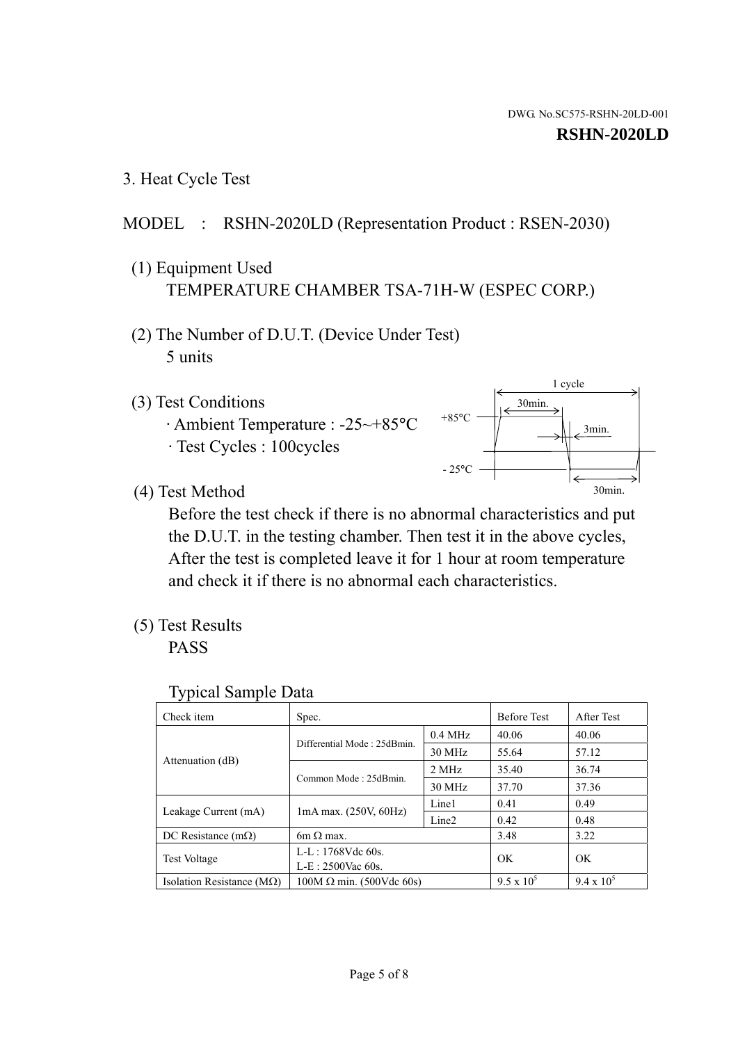DWG. No.SC575-RSHN-20LD-001

**RSHN-2020LD**

3. Heat Cycle Test

MODEL : RSHN-2020LD (Representation Product : RSEN-2030)

(1) Equipment Used
TEMPERATURE CHAMBER TSA-71H-W (ESPEC CORP.)

(2) The Number of D.U.T. (Device Under Test)
5 units

(3) Test Conditions
· Ambient Temperature : -25~+85°C
· Test Cycles : 100cycles

1 cycle
+85°C
- 25°C
30min.
3min.
30min.

(4) Test Method
Before the test check if there is no abnormal characteristics and put the D.U.T. in the testing chamber. Then test it in the above cycles, After the test is completed leave it for 1 hour at room temperature and check it if there is no abnormal each characteristics.

(5) Test Results
PASS

Typical Sample Data

| Check item | Spec. | | Before Test | After Test |
|---|---|---|---|---|
| Attenuation (dB) | Differential Mode : 25dBmin. | 0.4 MHz | 40.06 | 40.06 |
| | | 30 MHz | 55.64 | 57.12 |
| | Common Mode : 25dBmin. | 2 MHz | 35.40 | 36.74 |
| | | 30 MHz | 37.70 | 37.36 |
| Leakage Current (mA) | 1mA max. (250V, 60Hz) | Line1 | 0.41 | 0.49 |
| | | Line2 | 0.42 | 0.48 |
| DC Resistance (mΩ) | 6m Ω max. | | 3.48 | 3.22 |
| Test Voltage | L-L : 1768Vdc 60s.<br>L-E : 2500Vac 60s. | | OK | OK |
| Isolation Resistance (MΩ) | 100M Ω min. (500Vdc 60s) | | $9.5 \times 10^5$ | $9.4 \times 10^5$ |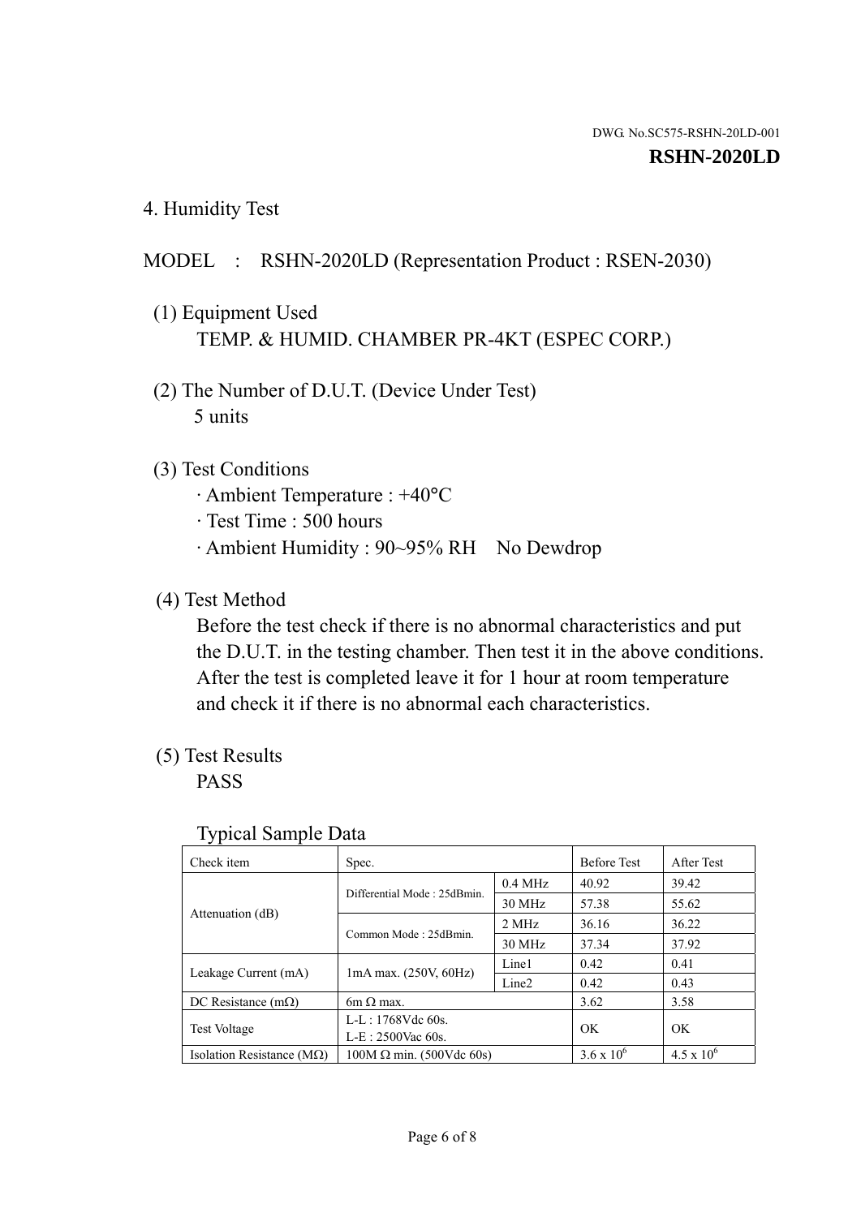DWG. No.SC575-RSHN-20LD-001

**RSHN-2020LD**

## 4. Humidity Test

MODEL : RSHN-2020LD (Representation Product : RSEN-2030)

(1) Equipment Used
TEMP. & HUMID. CHAMBER PR-4KT (ESPEC CORP.)

(2) The Number of D.U.T. (Device Under Test)
5 units

(3) Test Conditions
· Ambient Temperature : +40°C
· Test Time : 500 hours
· Ambient Humidity : 90~95% RH No Dewdrop

(4) Test Method
Before the test check if there is no abnormal characteristics and put the D.U.T. in the testing chamber. Then test it in the above conditions. After the test is completed leave it for 1 hour at room temperature and check it if there is no abnormal each characteristics.

(5) Test Results
PASS

Typical Sample Data

| Check item | Spec. | | Before Test | After Test |
|---|---|---|---|---|
| Attenuation (dB) | Differential Mode : 25dBmin. | 0.4 MHz | 40.92 | 39.42 |
| | | 30 MHz | 57.38 | 55.62 |
| | Common Mode : 25dBmin. | 2 MHz | 36.16 | 36.22 |
| | | 30 MHz | 37.34 | 37.92 |
| Leakage Current (mA) | 1mA max. (250V, 60Hz) | Line1 | 0.42 | 0.41 |
| | | Line2 | 0.42 | 0.43 |
| DC Resistance (mΩ) | 6m Ω max. | | 3.62 | 3.58 |
| Test Voltage | L-L : 1768Vdc 60s.<br>L-E : 2500Vac 60s. | | OK | OK |
| Isolation Resistance (MΩ) | 100M Ω min. (500Vdc 60s) | | $3.6 \times 10^6$ | $4.5 \times 10^6$ |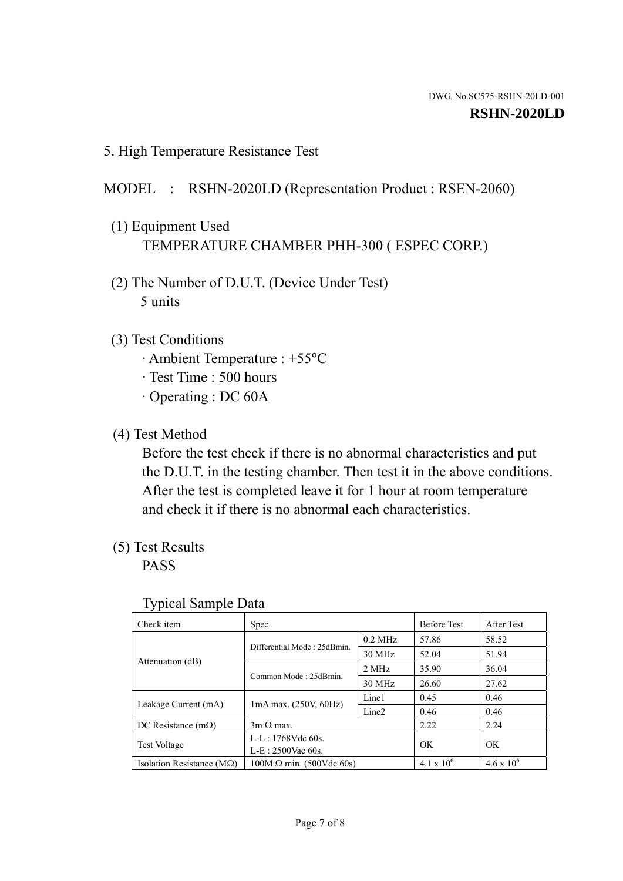DWG. No.SC575-RSHN-20LD-001

**RSHN-2020LD**

## 5. High Temperature Resistance Test

MODEL : RSHN-2020LD (Representation Product : RSEN-2060)

(1) Equipment Used

TEMPERATURE CHAMBER PHH-300 ( ESPEC CORP.)

(2) The Number of D.U.T. (Device Under Test)

5 units

(3) Test Conditions

- Ambient Temperature : +55°C
- Test Time : 500 hours
- Operating : DC 60A

(4) Test Method

Before the test check if there is no abnormal characteristics and put the D.U.T. in the testing chamber. Then test it in the above conditions. After the test is completed leave it for 1 hour at room temperature and check it if there is no abnormal each characteristics.

(5) Test Results

PASS

Typical Sample Data

| Check item | Spec. | | Before Test | After Test |
|---|---|---|---|---|
| Attenuation (dB) | Differential Mode : 25dBmin. | 0.2 MHz | 57.86 | 58.52 |
| | | 30 MHz | 52.04 | 51.94 |
| | Common Mode : 25dBmin. | 2 MHz | 35.90 | 36.04 |
| | | 30 MHz | 26.60 | 27.62 |
| Leakage Current (mA) | 1mA max. (250V, 60Hz) | Line1 | 0.45 | 0.46 |
| | | Line2 | 0.46 | 0.46 |
| DC Resistance (mΩ) | 3m Ω max. | | 2.22 | 2.24 |
| Test Voltage | L-L : 1768Vdc 60s.<br>L-E : 2500Vac 60s. | | OK | OK |
| Isolation Resistance (MΩ) | 100M Ω min. (500Vdc 60s) | | $4.1 \times 10^6$ | $4.6 \times 10^6$ |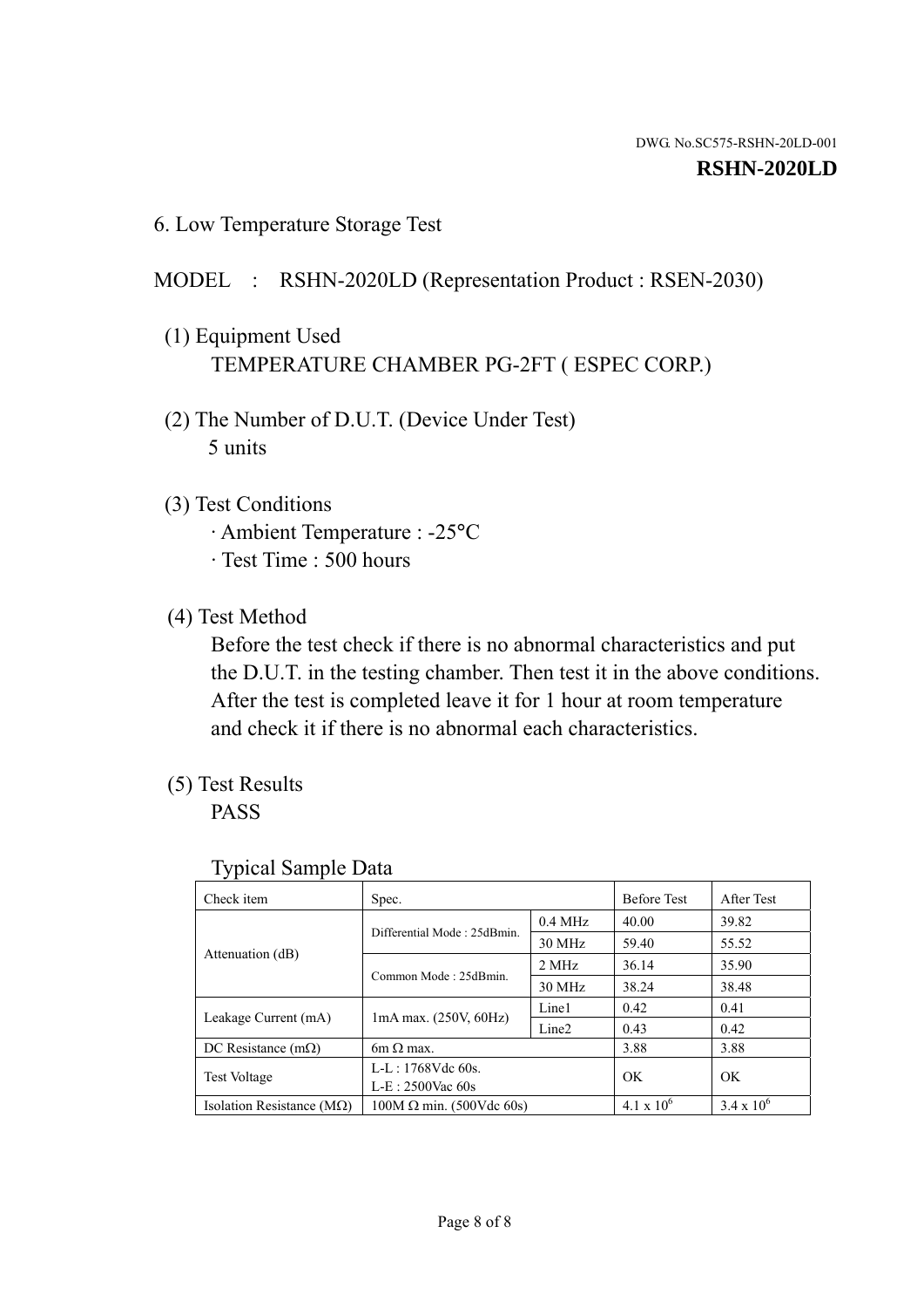DWG. No.SC575-RSHN-20LD-001

**RSHN-2020LD**

## 6. Low Temperature Storage Test

MODEL : RSHN-2020LD (Representation Product : RSEN-2030)

(1) Equipment Used

TEMPERATURE CHAMBER PG-2FT ( ESPEC CORP.)

(2) The Number of D.U.T. (Device Under Test)

5 units

(3) Test Conditions

· Ambient Temperature : -25°C

· Test Time : 500 hours

(4) Test Method

Before the test check if there is no abnormal characteristics and put the D.U.T. in the testing chamber. Then test it in the above conditions. After the test is completed leave it for 1 hour at room temperature and check it if there is no abnormal each characteristics.

(5) Test Results

PASS

Typical Sample Data

| Check item | Spec. | | Before Test | After Test |
|---|---|---|---|---|
| Attenuation (dB) | Differential Mode : 25dBmin. | 0.4 MHz | 40.00 | 39.82 |
| | | 30 MHz | 59.40 | 55.52 |
| | Common Mode : 25dBmin. | 2 MHz | 36.14 | 35.90 |
| | | 30 MHz | 38.24 | 38.48 |
| Leakage Current (mA) | 1mA max. (250V, 60Hz) | Line1 | 0.42 | 0.41 |
| | | Line2 | 0.43 | 0.42 |
| DC Resistance (mΩ) | 6m Ω max. | | 3.88 | 3.88 |
| Test Voltage | L-L : 1768Vdc 60s.<br>L-E : 2500Vac 60s | | OK | OK |
| Isolation Resistance (MΩ) | 100M Ω min. (500Vdc 60s) | | $4.1 \times 10^6$ | $3.4 \times 10^6$ |